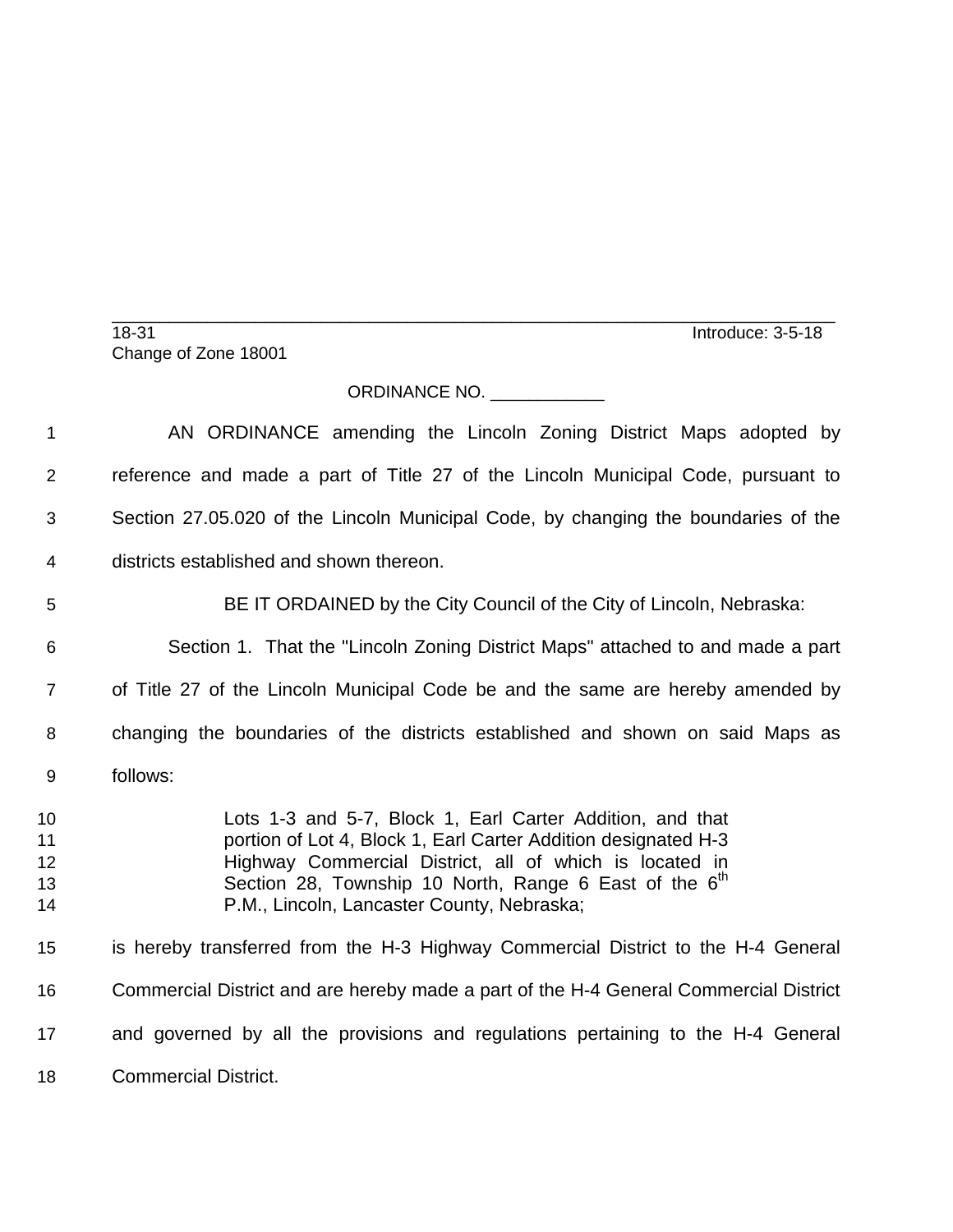18-31 Introduce: 3-5-18
Change of Zone 18001

ORDINANCE NO. ___________

AN ORDINANCE amending the Lincoln Zoning District Maps adopted by reference and made a part of Title 27 of the Lincoln Municipal Code, pursuant to Section 27.05.020 of the Lincoln Municipal Code, by changing the boundaries of the districts established and shown thereon.

BE IT ORDAINED by the City Council of the City of Lincoln, Nebraska:

Section 1. That the "Lincoln Zoning District Maps" attached to and made a part of Title 27 of the Lincoln Municipal Code be and the same are hereby amended by changing the boundaries of the districts established and shown on said Maps as follows:

> Lots 1-3 and 5-7, Block 1, Earl Carter Addition, and that portion of Lot 4, Block 1, Earl Carter Addition designated H-3 Highway Commercial District, all of which is located in Section 28, Township 10 North, Range 6 East of the 6th P.M., Lincoln, Lancaster County, Nebraska;

is hereby transferred from the H-3 Highway Commercial District to the H-4 General Commercial District and are hereby made a part of the H-4 General Commercial District and governed by all the provisions and regulations pertaining to the H-4 General Commercial District.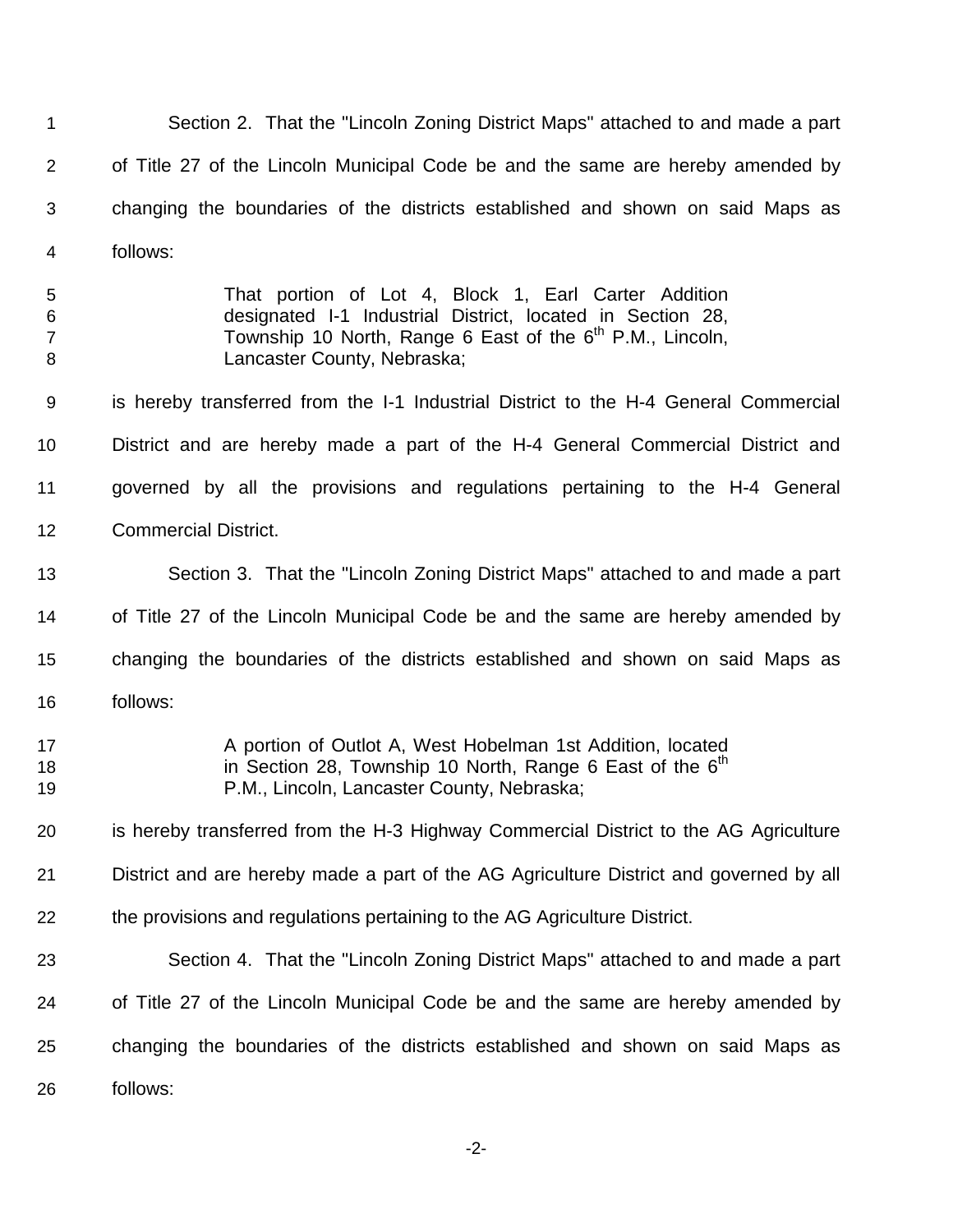Section 2. That the "Lincoln Zoning District Maps" attached to and made a part of Title 27 of the Lincoln Municipal Code be and the same are hereby amended by changing the boundaries of the districts established and shown on said Maps as follows:

> That portion of Lot 4, Block 1, Earl Carter Addition designated I-1 Industrial District, located in Section 28, Township 10 North, Range 6 East of the 6th P.M., Lincoln, Lancaster County, Nebraska;

is hereby transferred from the I-1 Industrial District to the H-4 General Commercial District and are hereby made a part of the H-4 General Commercial District and governed by all the provisions and regulations pertaining to the H-4 General Commercial District.

Section 3. That the "Lincoln Zoning District Maps" attached to and made a part of Title 27 of the Lincoln Municipal Code be and the same are hereby amended by changing the boundaries of the districts established and shown on said Maps as follows:

> A portion of Outlot A, West Hobelman 1st Addition, located in Section 28, Township 10 North, Range 6 East of the 6th P.M., Lincoln, Lancaster County, Nebraska;

is hereby transferred from the H-3 Highway Commercial District to the AG Agriculture District and are hereby made a part of the AG Agriculture District and governed by all the provisions and regulations pertaining to the AG Agriculture District.

Section 4. That the "Lincoln Zoning District Maps" attached to and made a part of Title 27 of the Lincoln Municipal Code be and the same are hereby amended by changing the boundaries of the districts established and shown on said Maps as follows: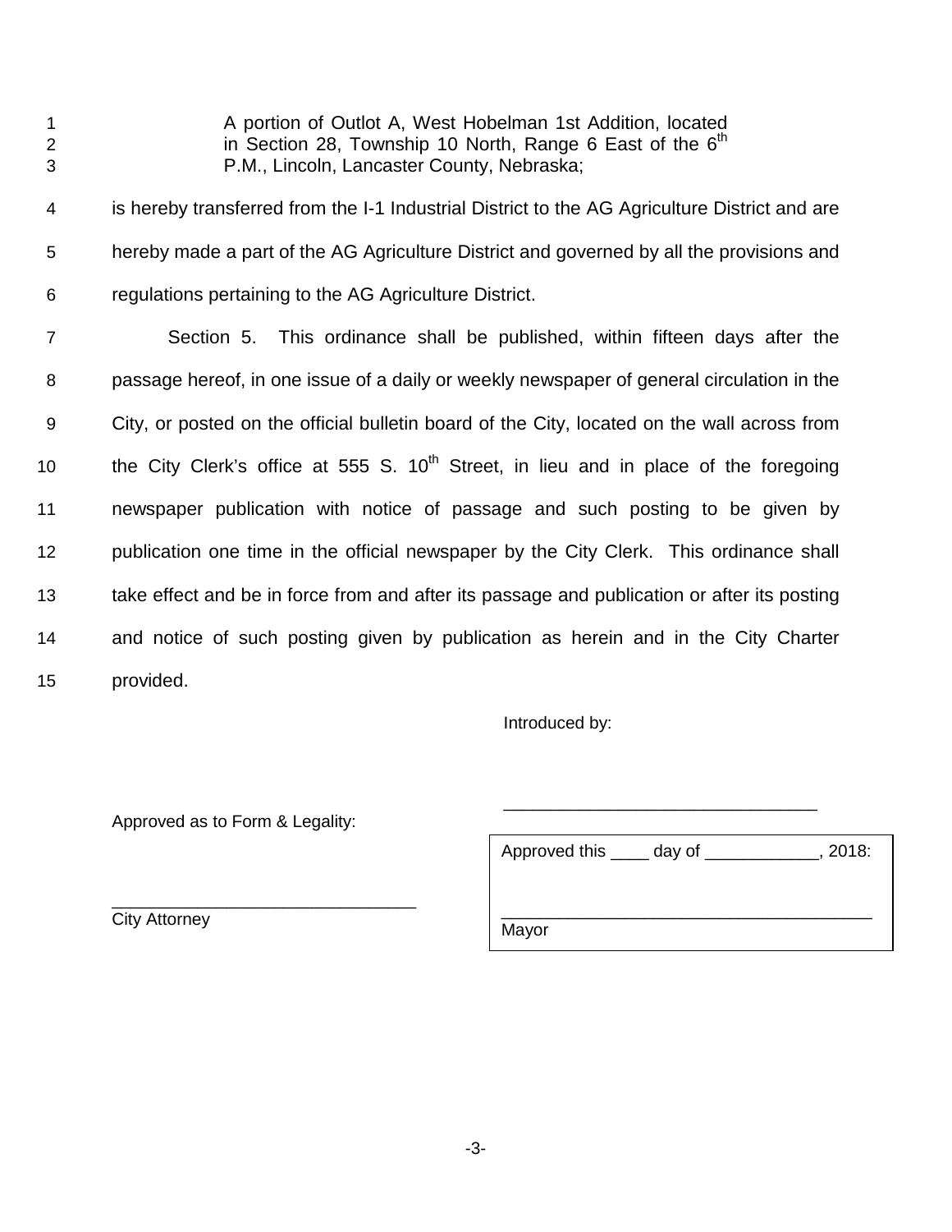A portion of Outlot A, West Hobelman 1st Addition, located in Section 28, Township 10 North, Range 6 East of the 6th P.M., Lincoln, Lancaster County, Nebraska;

is hereby transferred from the I-1 Industrial District to the AG Agriculture District and are hereby made a part of the AG Agriculture District and governed by all the provisions and regulations pertaining to the AG Agriculture District.

Section 5. This ordinance shall be published, within fifteen days after the passage hereof, in one issue of a daily or weekly newspaper of general circulation in the City, or posted on the official bulletin board of the City, located on the wall across from the City Clerk's office at 555 S. 10th Street, in lieu and in place of the foregoing newspaper publication with notice of passage and such posting to be given by publication one time in the official newspaper by the City Clerk. This ordinance shall take effect and be in force from and after its passage and publication or after its posting and notice of such posting given by publication as herein and in the City Charter provided.

Introduced by:

________________________________

Approved as to Form & Legality:

________________________________
City Attorney

Approved this ____ day of ____________, 2018:

________________________________________
Mayor